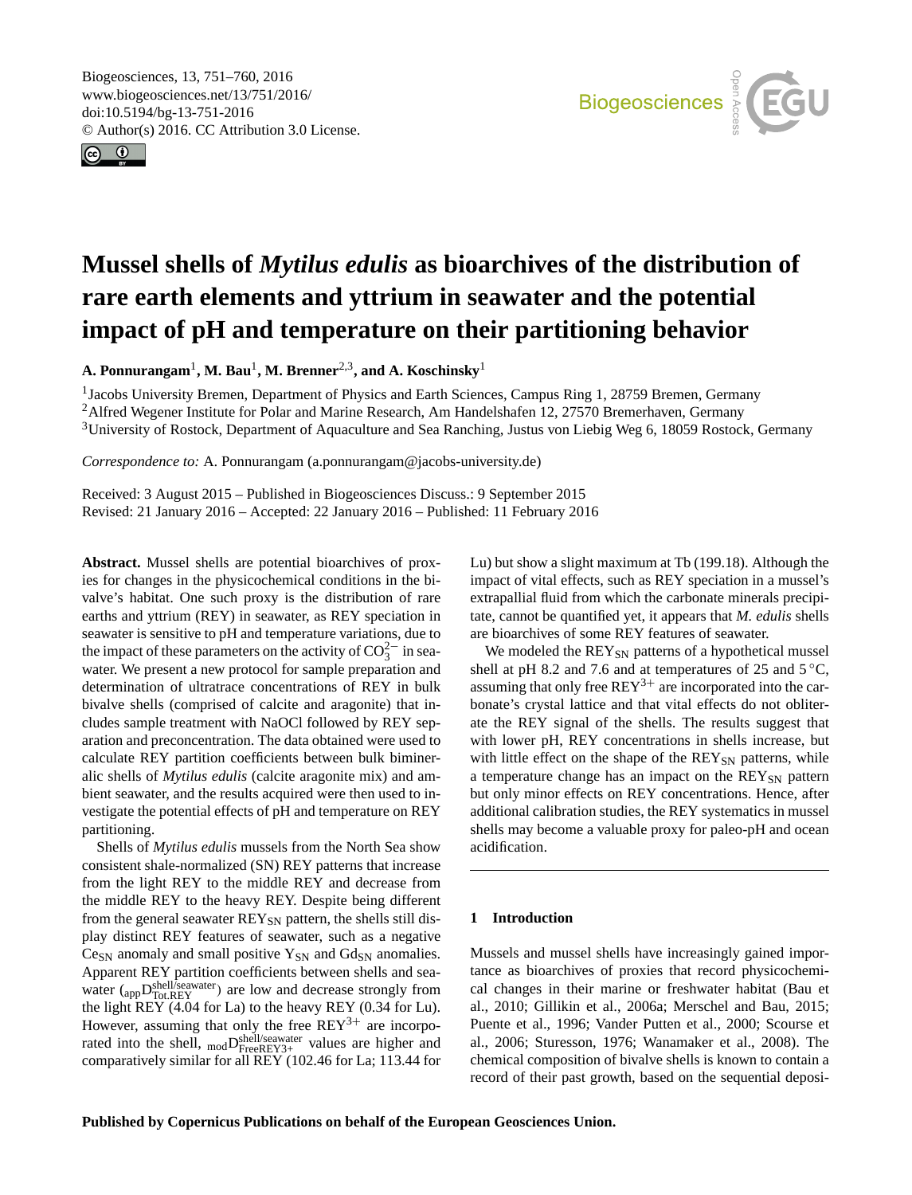# Mussel shells of *Mytilus edulis* as bioarchives of the distribution of rare earth elements and yttrium in seawater and the potential impact of pH and temperature on their partitioning behavior

**A. Ponnurangam**[1], **M. Bau**[1], **M. Brenner**[2,3], **and A. Koschinsky**[1]

[1]Jacobs University Bremen, Department of Physics and Earth Sciences, Campus Ring 1, 28759 Bremen, Germany
[2]Alfred Wegener Institute for Polar and Marine Research, Am Handelshafen 12, 27570 Bremerhaven, Germany
[3]University of Rostock, Department of Aquaculture and Sea Ranching, Justus von Liebig Weg 6, 18059 Rostock, Germany

*Correspondence to:* A. Ponnurangam (a.ponnurangam@jacobs-university.de)

Received: 3 August 2015 – Published in Biogeosciences Discuss.: 9 September 2015
Revised: 21 January 2016 – Accepted: 22 January 2016 – Published: 11 February 2016

**Abstract.** Mussel shells are potential bioarchives of proxies for changes in the physicochemical conditions in the bivalve's habitat. One such proxy is the distribution of rare earths and yttrium (REY) in seawater, as REY speciation in seawater is sensitive to pH and temperature variations, due to the impact of these parameters on the activity of $CO_3^{2-}$ in seawater. We present a new protocol for sample preparation and determination of ultratrace concentrations of REY in bulk bivalve shells (comprised of calcite and aragonite) that includes sample treatment with NaOCl followed by REY separation and preconcentration. The data obtained were used to calculate REY partition coefficients between bulk bimineralic shells of *Mytilus edulis* (calcite aragonite mix) and ambient seawater, and the results acquired were then used to investigate the potential effects of pH and temperature on REY partitioning.

Shells of *Mytilus edulis* mussels from the North Sea show consistent shale-normalized (SN) REY patterns that increase from the light REY to the middle REY and decrease from the middle REY to the heavy REY. Despite being different from the general seawater $REY_{SN}$ pattern, the shells still display distinct REY features of seawater, such as a negative $Ce_{SN}$ anomaly and small positive $Y_{SN}$ and $Gd_{SN}$ anomalies. Apparent REY partition coefficients between shells and seawater (${}_{app}D^{shell/seawater}_{Tot.REY}$) are low and decrease strongly from the light REY (4.04 for La) to the heavy REY (0.34 for Lu). However, assuming that only the free $REY^{3+}$ are incorporated into the shell, ${}_{mod}D^{shell/seawater}_{FreeREY3+}$ values are higher and comparatively similar for all REY (102.46 for La; 113.44 for Lu) but show a slight maximum at Tb (199.18). Although the impact of vital effects, such as REY speciation in a mussel's extrapallial fluid from which the carbonate minerals precipitate, cannot be quantified yet, it appears that *M. edulis* shells are bioarchives of some REY features of seawater.

We modeled the $REY_{SN}$ patterns of a hypothetical mussel shell at pH 8.2 and 7.6 and at temperatures of 25 and 5 °C, assuming that only free $REY^{3+}$ are incorporated into the carbonate's crystal lattice and that vital effects do not obliterate the REY signal of the shells. The results suggest that with lower pH, REY concentrations in shells increase, but with little effect on the shape of the $REY_{SN}$ patterns, while a temperature change has an impact on the $REY_{SN}$ pattern but only minor effects on REY concentrations. Hence, after additional calibration studies, the REY systematics in mussel shells may become a valuable proxy for paleo-pH and ocean acidification.

## 1 Introduction

Mussels and mussel shells have increasingly gained importance as bioarchives of proxies that record physicochemical changes in their marine or freshwater habitat (Bau et al., 2010; Gillikin et al., 2006a; Merschel and Bau, 2015; Puente et al., 1996; Vander Putten et al., 2000; Scourse et al., 2006; Sturesson, 1976; Wanamaker et al., 2008). The chemical composition of bivalve shells is known to contain a record of their past growth, based on the sequential deposi-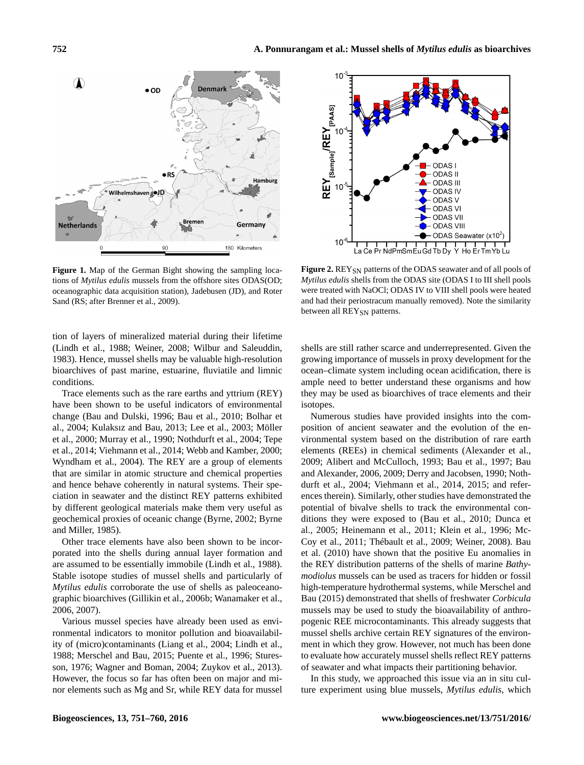N

OD

Denmark

RS

Hamburg

Wilhelmshaven JD

Netherlands

Bremen

Germany

0 90 180 Kilometers

**Figure 1.** Map of the German Bight showing the sampling locations of *Mytilus edulis* mussels from the offshore sites ODAS(OD; oceanographic data acquisition station), Jadebusen (JD), and Roter Sand (RS; after Brenner et al., 2009).

$REY_{[Sample]}/REY_{[PAAS]}$

$10^{-3}$

$10^{-4}$

$10^{-5}$

$10^{-6}$

La Ce Pr Nd Pm Sm Eu Gd Tb Dy Y Ho Er Tm Yb Lu

ODAS I

ODAS II

ODAS III

ODAS IV

ODAS V

ODAS VI

ODAS VII

ODAS VIII

ODAS Seawater ($x10^2$)

**Figure 2.** $REY_{SN}$ patterns of the ODAS seawater and of all pools of *Mytilus edulis* shells from the ODAS site (ODAS I to III shell pools were treated with NaOCl; ODAS IV to VIII shell pools were heated and had their periostracum manually removed). Note the similarity between all $REY_{SN}$ patterns.

tion of layers of mineralized material during their lifetime (Lindh et al., 1988; Weiner, 2008; Wilbur and Saleuddin, 1983). Hence, mussel shells may be valuable high-resolution bioarchives of past marine, estuarine, fluviatile and limnic conditions.

Trace elements such as the rare earths and yttrium (REY) have been shown to be useful indicators of environmental change (Bau and Dulski, 1996; Bau et al., 2010; Bolhar et al., 2004; Kulaksız and Bau, 2013; Lee et al., 2003; Möller et al., 2000; Murray et al., 1990; Nothdurft et al., 2004; Tepe et al., 2014; Viehmann et al., 2014; Webb and Kamber, 2000; Wyndham et al., 2004). The REY are a group of elements that are similar in atomic structure and chemical properties and hence behave coherently in natural systems. Their speciation in seawater and the distinct REY patterns exhibited by different geological materials make them very useful as geochemical proxies of oceanic change (Byrne, 2002; Byrne and Miller, 1985).

Other trace elements have also been shown to be incorporated into the shells during annual layer formation and are assumed to be essentially immobile (Lindh et al., 1988). Stable isotope studies of mussel shells and particularly of *Mytilus edulis* corroborate the use of shells as paleoceanographic bioarchives (Gillikin et al., 2006b; Wanamaker et al., 2006, 2007).

Various mussel species have already been used as environmental indicators to monitor pollution and bioavailability of (micro)contaminants (Liang et al., 2004; Lindh et al., 1988; Merschel and Bau, 2015; Puente et al., 1996; Sturesson, 1976; Wagner and Boman, 2004; Zuykov et al., 2013). However, the focus so far has often been on major and minor elements such as Mg and Sr, while REY data for mussel shells are still rather scarce and underrepresented. Given the growing importance of mussels in proxy development for the ocean–climate system including ocean acidification, there is ample need to better understand these organisms and how they may be used as bioarchives of trace elements and their isotopes.

Numerous studies have provided insights into the composition of ancient seawater and the evolution of the environmental system based on the distribution of rare earth elements (REEs) in chemical sediments (Alexander et al., 2009; Alibert and McCulloch, 1993; Bau et al., 1997; Bau and Alexander, 2006, 2009; Derry and Jacobsen, 1990; Nothdurft et al., 2004; Viehmann et al., 2014, 2015; and references therein). Similarly, other studies have demonstrated the potential of bivalve shells to track the environmental conditions they were exposed to (Bau et al., 2010; Dunca et al., 2005; Heinemann et al., 2011; Klein et al., 1996; McCoy et al., 2011; Thébault et al., 2009; Weiner, 2008). Bau et al. (2010) have shown that the positive Eu anomalies in the REY distribution patterns of the shells of marine *Bathymodiolus* mussels can be used as tracers for hidden or fossil high-temperature hydrothermal systems, while Merschel and Bau (2015) demonstrated that shells of freshwater *Corbicula* mussels may be used to study the bioavailability of anthropogenic REE microcontaminants. This already suggests that mussel shells archive certain REY signatures of the environment in which they grow. However, not much has been done to evaluate how accurately mussel shells reflect REY patterns of seawater and what impacts their partitioning behavior.

In this study, we approached this issue via an in situ culture experiment using blue mussels, *Mytilus edulis*, which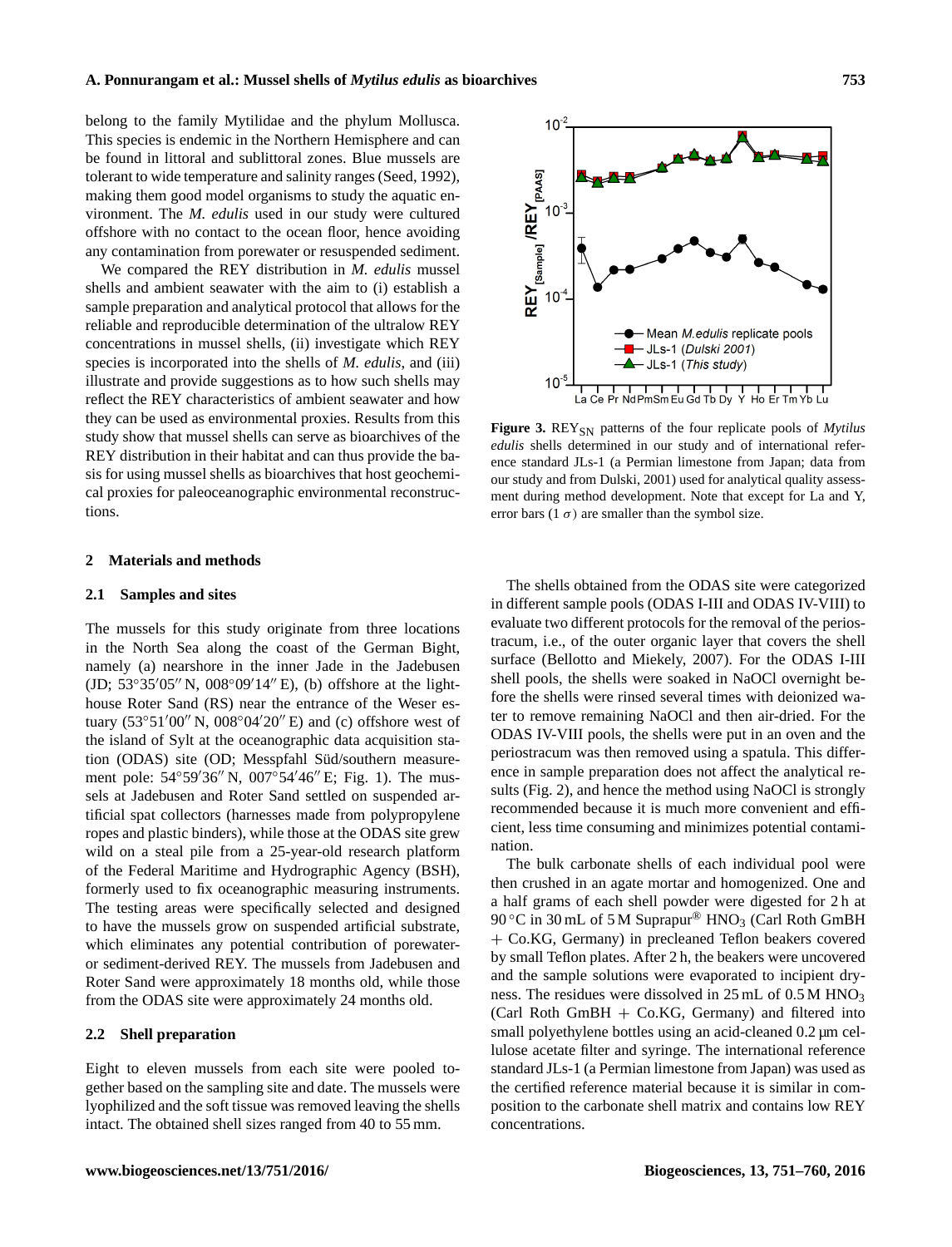belong to the family Mytilidae and the phylum Mollusca. This species is endemic in the Northern Hemisphere and can be found in littoral and sublittoral zones. Blue mussels are tolerant to wide temperature and salinity ranges (Seed, 1992), making them good model organisms to study the aquatic environment. The *M. edulis* used in our study were cultured offshore with no contact to the ocean floor, hence avoiding any contamination from porewater or resuspended sediment.

We compared the REY distribution in *M. edulis* mussel shells and ambient seawater with the aim to (i) establish a sample preparation and analytical protocol that allows for the reliable and reproducible determination of the ultralow REY concentrations in mussel shells, (ii) investigate which REY species is incorporated into the shells of *M. edulis*, and (iii) illustrate and provide suggestions as to how such shells may reflect the REY characteristics of ambient seawater and how they can be used as environmental proxies. Results from this study show that mussel shells can serve as bioarchives of the REY distribution in their habitat and can thus provide the basis for using mussel shells as bioarchives that host geochemical proxies for paleoceanographic environmental reconstructions.

## 2 Materials and methods

### 2.1 Samples and sites

The mussels for this study originate from three locations in the North Sea along the coast of the German Bight, namely (a) nearshore in the inner Jade in the Jadebusen (JD; 53°35′05″ N, 008°09′14″ E), (b) offshore at the lighthouse Roter Sand (RS) near the entrance of the Weser estuary (53°51′00″ N, 008°04′20″ E) and (c) offshore west of the island of Sylt at the oceanographic data acquisition station (ODAS) site (OD; Messpfahl Süd/southern measurement pole: 54°59′36″ N, 007°54′46″ E; Fig. 1). The mussels at Jadebusen and Roter Sand settled on suspended artificial spat collectors (harnesses made from polypropylene ropes and plastic binders), while those at the ODAS site grew wild on a steal pile from a 25-year-old research platform of the Federal Maritime and Hydrographic Agency (BSH), formerly used to fix oceanographic measuring instruments. The testing areas were specifically selected and designed to have the mussels grow on suspended artificial substrate, which eliminates any potential contribution of porewater- or sediment-derived REY. The mussels from Jadebusen and Roter Sand were approximately 18 months old, while those from the ODAS site were approximately 24 months old.

### 2.2 Shell preparation

Eight to eleven mussels from each site were pooled together based on the sampling site and date. The mussels were lyophilized and the soft tissue was removed leaving the shells intact. The obtained shell sizes ranged from 40 to 55 mm.

$10^{-2}$
$10^{-3}$
$10^{-4}$
$10^{-5}$
$REY_{[Sample]}/REY_{[PAAS]}$
La Ce Pr Nd Pm Sm Eu Gd Tb Dy Y Ho Er Tm Yb Lu
Mean *M.edulis* replicate pools
JLs-1 (*Dulski 2001*)
JLs-1 (*This study*)

**Figure 3.** $REY_{SN}$ patterns of the four replicate pools of *Mytilus edulis* shells determined in our study and of international reference standard JLs-1 (a Permian limestone from Japan; data from our study and from Dulski, 2001) used for analytical quality assessment during method development. Note that except for La and Y, error bars ($1\,\sigma$) are smaller than the symbol size.

The shells obtained from the ODAS site were categorized in different sample pools (ODAS I-III and ODAS IV-VIII) to evaluate two different protocols for the removal of the periostracum, i.e., of the outer organic layer that covers the shell surface (Bellotto and Miekely, 2007). For the ODAS I-III shell pools, the shells were soaked in NaOCl overnight before the shells were rinsed several times with deionized water to remove remaining NaOCl and then air-dried. For the ODAS IV-VIII pools, the shells were put in an oven and the periostracum was then removed using a spatula. This difference in sample preparation does not affect the analytical results (Fig. 2), and hence the method using NaOCl is strongly recommended because it is much more convenient and efficient, less time consuming and minimizes potential contamination.

The bulk carbonate shells of each individual pool were then crushed in an agate mortar and homogenized. One and a half grams of each shell powder were digested for 2 h at 90 °C in 30 mL of 5 M Suprapur® $HNO_3$ (Carl Roth GmbH + Co.KG, Germany) in precleaned Teflon beakers covered by small Teflon plates. After 2 h, the beakers were uncovered and the sample solutions were evaporated to incipient dryness. The residues were dissolved in 25 mL of 0.5 M $HNO_3$ (Carl Roth GmbH + Co.KG, Germany) and filtered into small polyethylene bottles using an acid-cleaned 0.2 µm cellulose acetate filter and syringe. The international reference standard JLs-1 (a Permian limestone from Japan) was used as the certified reference material because it is similar in composition to the carbonate shell matrix and contains low REY concentrations.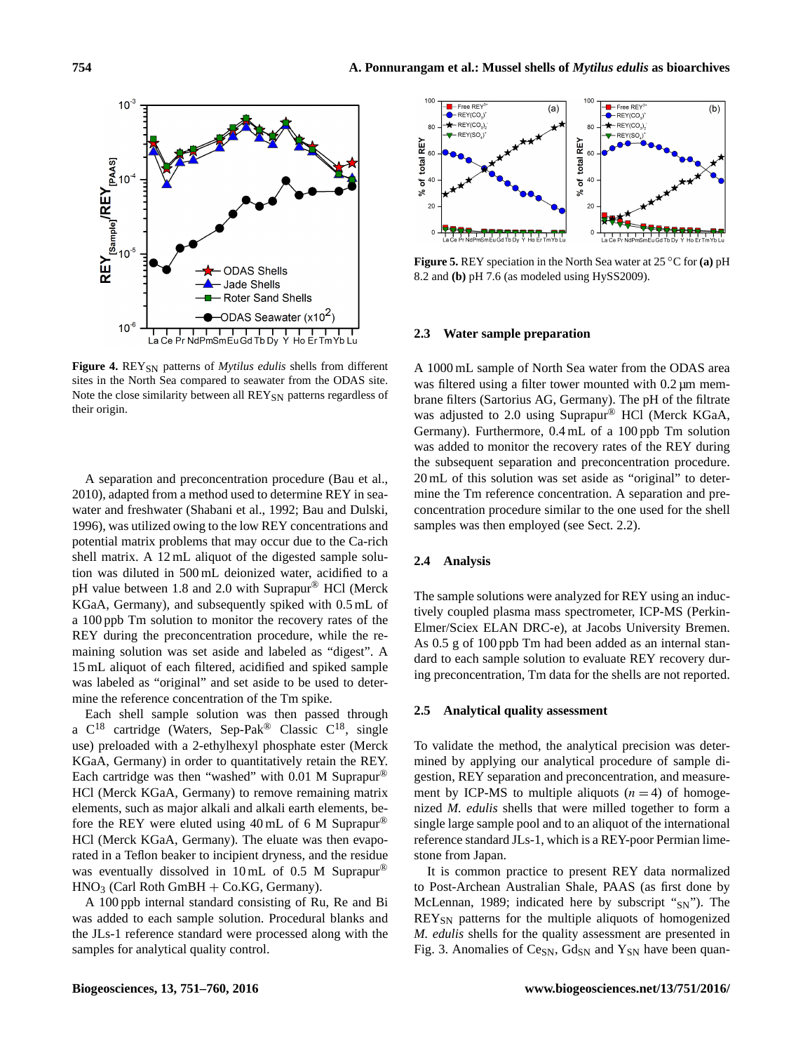$10^{-3}$

$10^{-4}$

$10^{-5}$

$10^{-6}$

REY[Sample]/REY[PAAS]

ODAS Shells
Jade Shells
Roter Sand Shells
ODAS Seawater (x10$^2$)

La Ce Pr Nd Pm Sm Eu Gd Tb Dy Y Ho Er Tm Yb Lu

**Figure 4.** $REY_{SN}$ patterns of *Mytilus edulis* shells from different sites in the North Sea compared to seawater from the ODAS site. Note the close similarity between all $REY_{SN}$ patterns regardless of their origin.

(a)

(b)

Free $REY^{3+}$
$REY(CO_3)^+$
$REY(CO_3)_2^-$
$REY(SO_4)^+$

% of total REY

0 20 40 60 80 100

La Ce Pr Nd Pm Sm Eu Gd Tb Dy Y Ho Er Tm Yb Lu

**Figure 5.** REY speciation in the North Sea water at 25 °C for **(a)** pH 8.2 and **(b)** pH 7.6 (as modeled using HySS2009).

A separation and preconcentration procedure (Bau et al., 2010), adapted from a method used to determine REY in seawater and freshwater (Shabani et al., 1992; Bau and Dulski, 1996), was utilized owing to the low REY concentrations and potential matrix problems that may occur due to the Ca-rich shell matrix. A 12 mL aliquot of the digested sample solution was diluted in 500 mL deionized water, acidified to a pH value between 1.8 and 2.0 with Suprapur® HCl (Merck KGaA, Germany), and subsequently spiked with 0.5 mL of a 100 ppb Tm solution to monitor the recovery rates of the REY during the preconcentration procedure, while the remaining solution was set aside and labeled as "digest". A 15 mL aliquot of each filtered, acidified and spiked sample was labeled as "original" and set aside to be used to determine the reference concentration of the Tm spike.

Each shell sample solution was then passed through a $C^{18}$ cartridge (Waters, Sep-Pak® Classic $C^{18}$, single use) preloaded with a 2-ethylhexyl phosphate ester (Merck KGaA, Germany) in order to quantitatively retain the REY. Each cartridge was then "washed" with 0.01 M Suprapur® HCl (Merck KGaA, Germany) to remove remaining matrix elements, such as major alkali and alkali earth elements, before the REY were eluted using 40 mL of 6 M Suprapur® HCl (Merck KGaA, Germany). The eluate was then evaporated in a Teflon beaker to incipient dryness, and the residue was eventually dissolved in 10 mL of 0.5 M Suprapur® $HNO_3$ (Carl Roth GmbH + Co.KG, Germany).

A 100 ppb internal standard consisting of Ru, Re and Bi was added to each sample solution. Procedural blanks and the JLs-1 reference standard were processed along with the samples for analytical quality control.

## 2.3 Water sample preparation

A 1000 mL sample of North Sea water from the ODAS area was filtered using a filter tower mounted with 0.2 µm membrane filters (Sartorius AG, Germany). The pH of the filtrate was adjusted to 2.0 using Suprapur® HCl (Merck KGaA, Germany). Furthermore, 0.4 mL of a 100 ppb Tm solution was added to monitor the recovery rates of the REY during the subsequent separation and preconcentration procedure. 20 mL of this solution was set aside as "original" to determine the Tm reference concentration. A separation and preconcentration procedure similar to the one used for the shell samples was then employed (see Sect. 2.2).

## 2.4 Analysis

The sample solutions were analyzed for REY using an inductively coupled plasma mass spectrometer, ICP-MS (Perkin-Elmer/Sciex ELAN DRC-e), at Jacobs University Bremen. As 0.5 g of 100 ppb Tm had been added as an internal standard to each sample solution to evaluate REY recovery during preconcentration, Tm data for the shells are not reported.

## 2.5 Analytical quality assessment

To validate the method, the analytical precision was determined by applying our analytical procedure of sample digestion, REY separation and preconcentration, and measurement by ICP-MS to multiple aliquots ($n = 4$) of homogenized *M. edulis* shells that were milled together to form a single large sample pool and to an aliquot of the international reference standard JLs-1, which is a REY-poor Permian limestone from Japan.

It is common practice to present REY data normalized to Post-Archean Australian Shale, PAAS (as first done by McLennan, 1989; indicated here by subscript "$_{SN}$"). The $REY_{SN}$ patterns for the multiple aliquots of homogenized *M. edulis* shells for the quality assessment are presented in Fig. 3. Anomalies of $Ce_{SN}$, $Gd_{SN}$ and $Y_{SN}$ have been quan-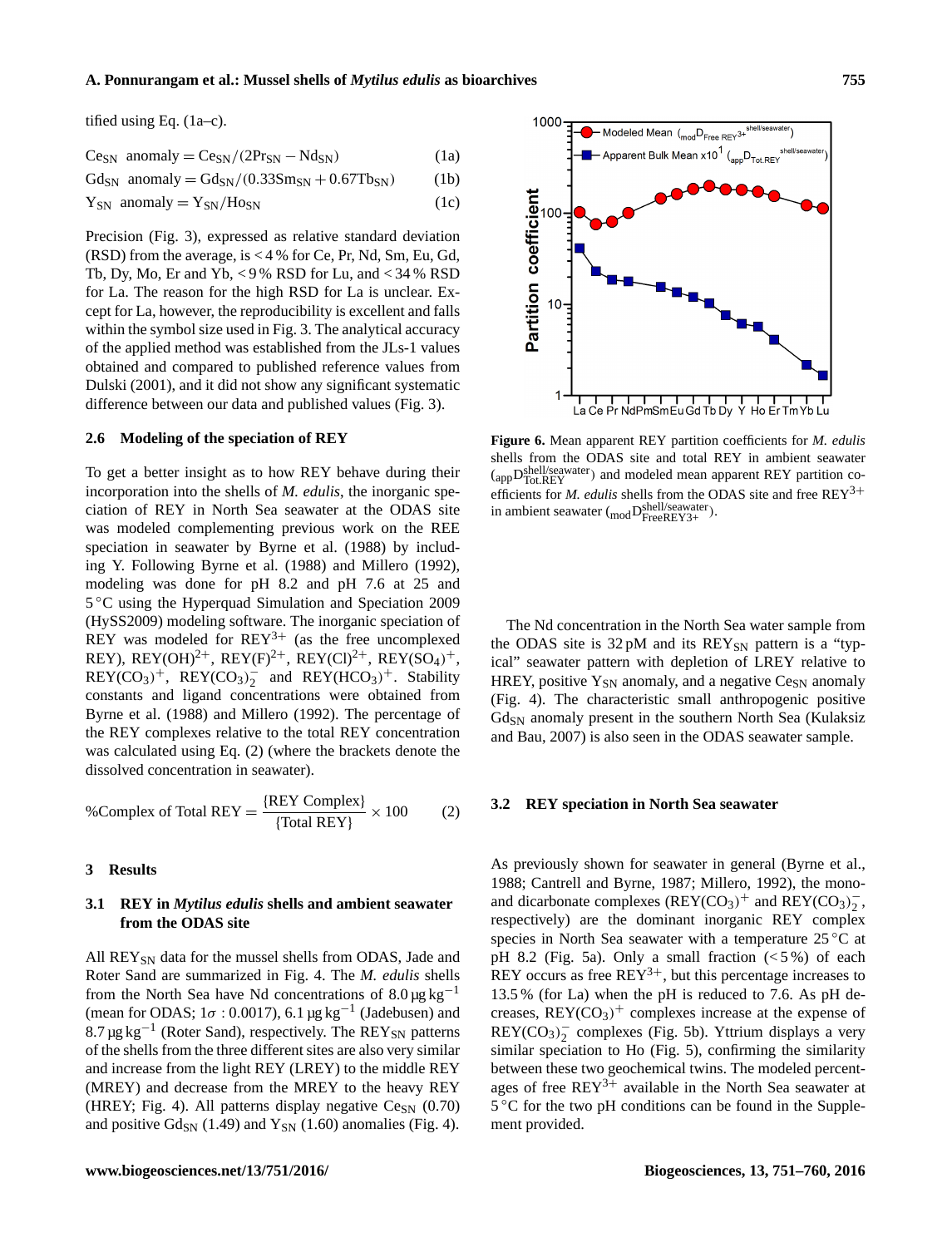tified using Eq. (1a–c).

$$\mathrm{Ce_{SN}\ anomaly} = \mathrm{Ce_{SN}}/(2\mathrm{Pr_{SN}} - \mathrm{Nd_{SN}}) \quad (1a)$$

$$\mathrm{Gd_{SN}\ anomaly} = \mathrm{Gd_{SN}}/(0.33\mathrm{Sm_{SN}} + 0.67\mathrm{Tb_{SN}}) \quad (1b)$$

$$\mathrm{Y_{SN}\ anomaly} = \mathrm{Y_{SN}}/\mathrm{Ho_{SN}} \quad (1c)$$

Precision (Fig. 3), expressed as relative standard deviation (RSD) from the average, is < 4 % for Ce, Pr, Nd, Sm, Eu, Gd, Tb, Dy, Mo, Er and Yb, < 9 % RSD for Lu, and < 34 % RSD for La. The reason for the high RSD for La is unclear. Except for La, however, the reproducibility is excellent and falls within the symbol size used in Fig. 3. The analytical accuracy of the applied method was established from the JLs-1 values obtained and compared to published reference values from Dulski (2001), and it did not show any significant systematic difference between our data and published values (Fig. 3).

### 2.6 Modeling of the speciation of REY

To get a better insight as to how REY behave during their incorporation into the shells of *M. edulis*, the inorganic speciation of REY in North Sea seawater at the ODAS site was modeled complementing previous work on the REE speciation in seawater by Byrne et al. (1988) by including Y. Following Byrne et al. (1988) and Millero (1992), modeling was done for pH 8.2 and pH 7.6 at 25 and 5 °C using the Hyperquad Simulation and Speciation 2009 (HySS2009) modeling software. The inorganic speciation of REY was modeled for $REY^{3+}$ (as the free uncomplexed REY), $REY(OH)^{2+}$, $REY(F)^{2+}$, $REY(Cl)^{2+}$, $REY(SO_4)^{+}$, $REY(CO_3)^{+}$, $REY(CO_3)_2^{-}$ and $REY(HCO_3)^{+}$. Stability constants and ligand concentrations were obtained from Byrne et al. (1988) and Millero (1992). The percentage of the REY complexes relative to the total REY concentration was calculated using Eq. (2) (where the brackets denote the dissolved concentration in seawater).

$$\%\mathrm{Complex\ of\ Total\ REY} = \frac{\{\mathrm{REY\ Complex}\}}{\{\mathrm{Total\ REY}\}} \times 100 \quad (2)$$

## 3 Results

### 3.1 REY in *Mytilus edulis* shells and ambient seawater from the ODAS site

All $REY_{SN}$ data for the mussel shells from ODAS, Jade and Roter Sand are summarized in Fig. 4. The *M. edulis* shells from the North Sea have Nd concentrations of 8.0 µg $kg^{-1}$ (mean for ODAS; $1\sigma$ : 0.0017), 6.1 µg $kg^{-1}$ (Jadebusen) and 8.7 µg $kg^{-1}$ (Roter Sand), respectively. The $REY_{SN}$ patterns of the shells from the three different sites are also very similar and increase from the light REY (LREY) to the middle REY (MREY) and decrease from the MREY to the heavy REY (HREY; Fig. 4). All patterns display negative $Ce_{SN}$ (0.70) and positive $Gd_{SN}$ (1.49) and $Y_{SN}$ (1.60) anomalies (Fig. 4).

1000
100
10
1
Partition coefficient
Modeled Mean ($_{mod}D_{Free\ REY^{3+}}^{shell/seawater}$)
Apparent Bulk Mean x10$^1$ ($_{app}D_{Tot.REY}^{shell/seawater}$)
La Ce Pr Nd Pm Sm Eu Gd Tb Dy Y Ho Er Tm Yb Lu

**Figure 6.** Mean apparent REY partition coefficients for *M. edulis* shells from the ODAS site and total REY in ambient seawater ($_{app}D_{Tot.REY}^{shell/seawater}$) and modeled mean apparent REY partition coefficients for *M. edulis* shells from the ODAS site and free $REY^{3+}$ in ambient seawater ($_{mod}D_{FreeREY3+}^{shell/seawater}$).

The Nd concentration in the North Sea water sample from the ODAS site is 32 pM and its $REY_{SN}$ pattern is a "typical" seawater pattern with depletion of LREY relative to HREY, positive $Y_{SN}$ anomaly, and a negative $Ce_{SN}$ anomaly (Fig. 4). The characteristic small anthropogenic positive $Gd_{SN}$ anomaly present in the southern North Sea (Kulaksiz and Bau, 2007) is also seen in the ODAS seawater sample.

### 3.2 REY speciation in North Sea seawater

As previously shown for seawater in general (Byrne et al., 1988; Cantrell and Byrne, 1987; Millero, 1992), the mono- and dicarbonate complexes ($REY(CO_3)^{+}$ and $REY(CO_3)_2^{-}$, respectively) are the dominant inorganic REY complex species in North Sea seawater with a temperature 25 °C at pH 8.2 (Fig. 5a). Only a small fraction (< 5 %) of each REY occurs as free $REY^{3+}$, but this percentage increases to 13.5 % (for La) when the pH is reduced to 7.6. As pH decreases, $REY(CO_3)^{+}$ complexes increase at the expense of $REY(CO_3)_2^{-}$ complexes (Fig. 5b). Yttrium displays a very similar speciation to Ho (Fig. 5), confirming the similarity between these two geochemical twins. The modeled percentages of free $REY^{3+}$ available in the North Sea seawater at 5 °C for the two pH conditions can be found in the Supplement provided.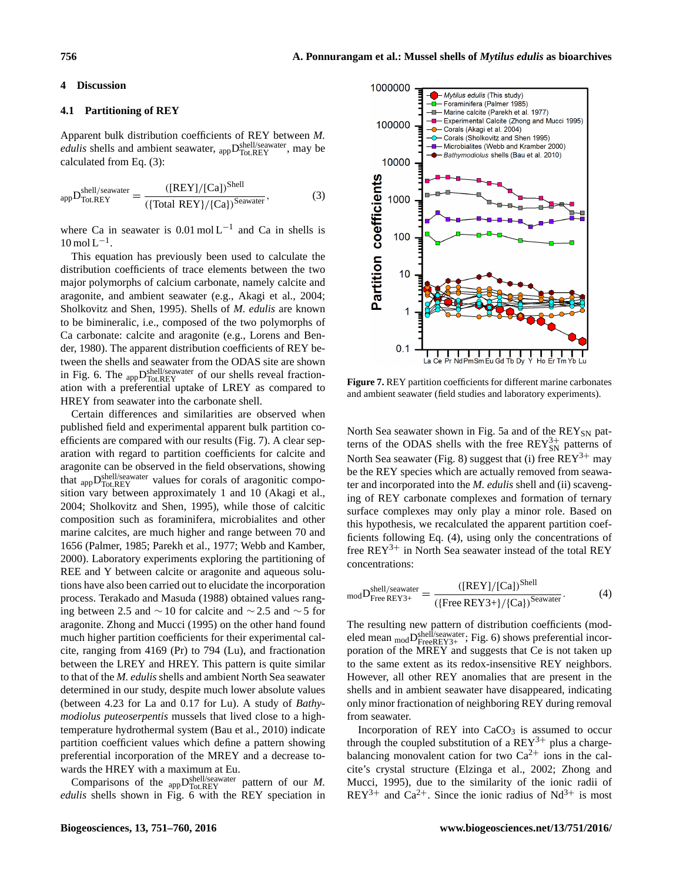## 4 Discussion

### 4.1 Partitioning of REY

Apparent bulk distribution coefficients of REY between *M. edulis* shells and ambient seawater, ${}_{\mathrm{app}}\mathrm{D}^{\mathrm{shell/seawater}}_{\mathrm{Tot.REY}}$, may be calculated from Eq. (3):

$$ {}_{\mathrm{app}}\mathrm{D}^{\mathrm{shell/seawater}}_{\mathrm{Tot.REY}} = \frac{([\mathrm{REY}]/[\mathrm{Ca}])^{\mathrm{Shell}}}{(\{\mathrm{Total\ REY}\}/\{\mathrm{Ca}\})^{\mathrm{Seawater}}}, \qquad (3) $$

where Ca in seawater is $0.01\,\mathrm{mol\,L^{-1}}$ and Ca in shells is $10\,\mathrm{mol\,L^{-1}}$.

This equation has previously been used to calculate the distribution coefficients of trace elements between the two major polymorphs of calcium carbonate, namely calcite and aragonite, and ambient seawater (e.g., Akagi et al., 2004; Sholkovitz and Shen, 1995). Shells of *M. edulis* are known to be bimineralic, i.e., composed of the two polymorphs of Ca carbonate: calcite and aragonite (e.g., Lorens and Bender, 1980). The apparent distribution coefficients of REY between the shells and seawater from the ODAS site are shown in Fig. 6. The ${}_{\mathrm{app}}\mathrm{D}^{\mathrm{shell/seawater}}_{\mathrm{Tot.REY}}$ of our shells reveal fractionation with a preferential uptake of LREY as compared to HREY from seawater into the carbonate shell.

Certain differences and similarities are observed when published field and experimental apparent bulk partition coefficients are compared with our results (Fig. 7). A clear separation with regard to partition coefficients for calcite and aragonite can be observed in the field observations, showing that ${}_{\mathrm{app}}\mathrm{D}^{\mathrm{shell/seawater}}_{\mathrm{Tot.REY}}$ values for corals of aragonitic composition vary between approximately 1 and 10 (Akagi et al., 2004; Sholkovitz and Shen, 1995), while those of calcitic composition such as foraminifera, microbialites and other marine calcites, are much higher and range between 70 and 1656 (Palmer, 1985; Parekh et al., 1977; Webb and Kamber, 2000). Laboratory experiments exploring the partitioning of REE and Y between calcite or aragonite and aqueous solutions have also been carried out to elucidate the incorporation process. Terakado and Masuda (1988) obtained values ranging between 2.5 and ∼10 for calcite and ∼2.5 and ∼5 for aragonite. Zhong and Mucci (1995) on the other hand found much higher partition coefficients for their experimental calcite, ranging from 4169 (Pr) to 794 (Lu), and fractionation between the LREY and HREY. This pattern is quite similar to that of the *M. edulis* shells and ambient North Sea seawater determined in our study, despite much lower absolute values (between 4.23 for La and 0.17 for Lu). A study of *Bathymodiolus puteoserpentis* mussels that lived close to a high-temperature hydrothermal system (Bau et al., 2010) indicate partition coefficient values which define a pattern showing preferential incorporation of the MREY and a decrease towards the HREY with a maximum at Eu.

Comparisons of the ${}_{\mathrm{app}}\mathrm{D}^{\mathrm{shell/seawater}}_{\mathrm{Tot.REY}}$ pattern of our *M. edulis* shells shown in Fig. 6 with the REY speciation in North Sea seawater shown in Fig. 5a and of the $\mathrm{REY_{SN}}$ patterns of the ODAS shells with the free $\mathrm{REY^{3+}_{SN}}$ patterns of North Sea seawater (Fig. 8) suggest that (i) free $\mathrm{REY^{3+}}$ may be the REY species which are actually removed from seawater and incorporated into the *M. edulis* shell and (ii) scavenging of REY carbonate complexes and formation of ternary surface complexes may only play a minor role. Based on this hypothesis, we recalculated the apparent partition coefficients following Eq. (4), using only the concentrations of free $\mathrm{REY^{3+}}$ in North Sea seawater instead of the total REY concentrations:

$$ {}_{\mathrm{mod}}\mathrm{D}^{\mathrm{shell/seawater}}_{\mathrm{Free\ REY3+}} = \frac{([\mathrm{REY}]/[\mathrm{Ca}])^{\mathrm{Shell}}}{(\{\mathrm{Free\ REY3+}\}/\{\mathrm{Ca}\})^{\mathrm{Seawater}}}. \qquad (4) $$

The resulting new pattern of distribution coefficients (modeled mean ${}_{\mathrm{mod}}\mathrm{D}^{\mathrm{shell/seawater}}_{\mathrm{FreeREY3+}}$; Fig. 6) shows preferential incorporation of the MREY and suggests that Ce is not taken up to the same extent as its redox-insensitive REY neighbors. However, all other REY anomalies that are present in the shells and in ambient seawater have disappeared, indicating only minor fractionation of neighboring REY during removal from seawater.

Incorporation of REY into $\mathrm{CaCO_3}$ is assumed to occur through the coupled substitution of a $\mathrm{REY^{3+}}$ plus a charge-balancing monovalent cation for two $\mathrm{Ca^{2+}}$ ions in the calcite's crystal structure (Elzinga et al., 2002; Zhong and Mucci, 1995), due to the similarity of the ionic radii of $\mathrm{REY^{3+}}$ and $\mathrm{Ca^{2+}}$. Since the ionic radius of $\mathrm{Nd^{3+}}$ is most

Partition coefficients
1000000
100000
10000
1000
100
10
1
0.1
La Ce Pr Nd Pm Sm Eu Gd Tb Dy Y Ho Er Tm Yb Lu
*Mytilus edulis* (This study)
Foraminifera (Palmer 1985)
Marine calcite (Parekh et al. 1977)
Experimental Calcite (Zhong and Mucci 1995)
Corals (Akagi et al. 2004)
Corals (Sholkovitz and Shen 1995)
Microbialites (Webb and Kramber 2000)
*Bathymodiolus* shells (Bau et al. 2010)

**Figure 7.** REY partition coefficients for different marine carbonates and ambient seawater (field studies and laboratory experiments).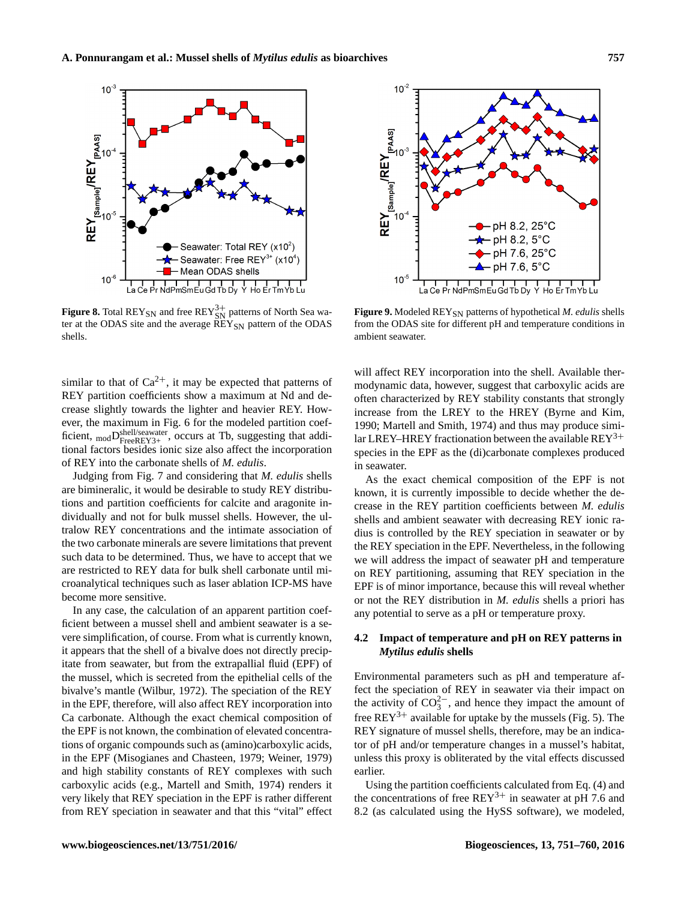$10^{-3}$

$10^{-4}$

$10^{-5}$

$10^{-6}$

$REY_{[Sample]}/REY_{[PAAS]}$

La Ce Pr Nd Pm Sm Eu Gd Tb Dy Y Ho Er Tm Yb Lu

Seawater: Total REY ($\times 10^2$)

Seawater: Free $REY^{3+}$ ($\times 10^4$)

Mean ODAS shells

**Figure 8.** Total $REY_{SN}$ and free $REY_{SN}^{3+}$ patterns of North Sea water at the ODAS site and the average $REY_{SN}$ pattern of the ODAS shells.

$10^{-2}$

$10^{-3}$

$10^{-4}$

$10^{-5}$

$REY_{[Sample]}/REY_{[PAAS]}$

La Ce Pr Nd Pm Sm Eu Gd Tb Dy Y Ho Er Tm Yb Lu

pH 8.2, 25°C

pH 8.2, 5°C

pH 7.6, 25°C

pH 7.6, 5°C

**Figure 9.** Modeled $REY_{SN}$ patterns of hypothetical *M. edulis* shells from the ODAS site for different pH and temperature conditions in ambient seawater.

similar to that of $Ca^{2+}$, it may be expected that patterns of REY partition coefficients show a maximum at Nd and decrease slightly towards the lighter and heavier REY. However, the maximum in Fig. 6 for the modeled partition coefficient, $_{mod}D^{shell/seawater}_{FreeREY3+}$, occurs at Tb, suggesting that additional factors besides ionic size also affect the incorporation of REY into the carbonate shells of *M. edulis*.

Judging from Fig. 7 and considering that *M. edulis* shells are bimineralic, it would be desirable to study REY distributions and partition coefficients for calcite and aragonite individually and not for bulk mussel shells. However, the ultralow REY concentrations and the intimate association of the two carbonate minerals are severe limitations that prevent such data to be determined. Thus, we have to accept that we are restricted to REY data for bulk shell carbonate until microanalytical techniques such as laser ablation ICP-MS have become more sensitive.

In any case, the calculation of an apparent partition coefficient between a mussel shell and ambient seawater is a severe simplification, of course. From what is currently known, it appears that the shell of a bivalve does not directly precipitate from seawater, but from the extrapallial fluid (EPF) of the mussel, which is secreted from the epithelial cells of the bivalve's mantle (Wilbur, 1972). The speciation of the REY in the EPF, therefore, will also affect REY incorporation into Ca carbonate. Although the exact chemical composition of the EPF is not known, the combination of elevated concentrations of organic compounds such as (amino)carboxylic acids, in the EPF (Misogianes and Chasteen, 1979; Weiner, 1979) and high stability constants of REY complexes with such carboxylic acids (e.g., Martell and Smith, 1974) renders it very likely that REY speciation in the EPF is rather different from REY speciation in seawater and that this "vital" effect will affect REY incorporation into the shell. Available thermodynamic data, however, suggest that carboxylic acids are often characterized by REY stability constants that strongly increase from the LREY to the HREY (Byrne and Kim, 1990; Martell and Smith, 1974) and thus may produce similar LREY–HREY fractionation between the available $REY^{3+}$ species in the EPF as the (di)carbonate complexes produced in seawater.

As the exact chemical composition of the EPF is not known, it is currently impossible to decide whether the decrease in the REY partition coefficients between *M. edulis* shells and ambient seawater with decreasing REY ionic radius is controlled by the REY speciation in seawater or by the REY speciation in the EPF. Nevertheless, in the following we will address the impact of seawater pH and temperature on REY partitioning, assuming that REY speciation in the EPF is of minor importance, because this will reveal whether or not the REY distribution in *M. edulis* shells a priori has any potential to serve as a pH or temperature proxy.

### 4.2 Impact of temperature and pH on REY patterns in *Mytilus edulis* shells

Environmental parameters such as pH and temperature affect the speciation of REY in seawater via their impact on the activity of $CO_3^{2-}$, and hence they impact the amount of free $REY^{3+}$ available for uptake by the mussels (Fig. 5). The REY signature of mussel shells, therefore, may be an indicator of pH and/or temperature changes in a mussel's habitat, unless this proxy is obliterated by the vital effects discussed earlier.

Using the partition coefficients calculated from Eq. (4) and the concentrations of free $REY^{3+}$ in seawater at pH 7.6 and 8.2 (as calculated using the HySS software), we modeled,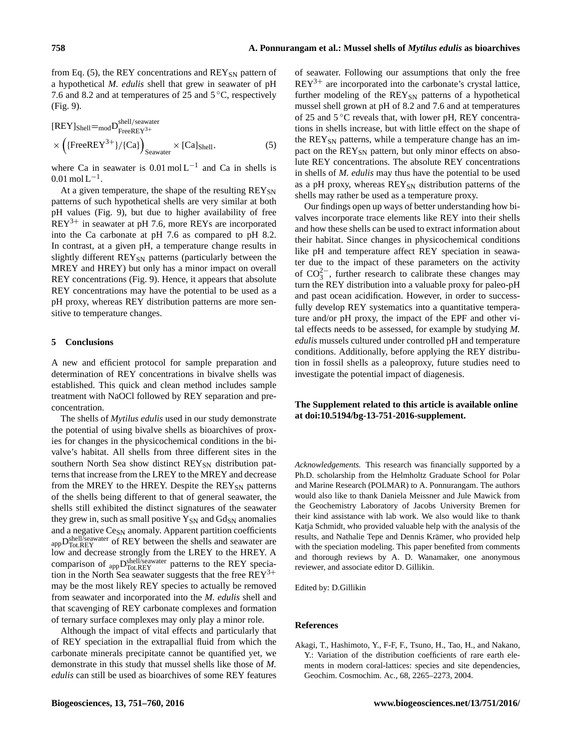from Eq. (5), the REY concentrations and $REY_{SN}$ pattern of a hypothetical *M. edulis* shell that grew in seawater of pH 7.6 and 8.2 and at temperatures of 25 and 5 °C, respectively (Fig. 9).

$$[REY]_{Shell} = {}_{mod}D^{shell/seawater}_{FreeREY^{3+}} \times \left(\{FreeREY^{3+}\}/\{Ca\}\right)_{Seawater} \times [Ca]_{Shell}, \quad (5)$$

where Ca in seawater is $0.01\,mol\,L^{-1}$ and Ca in shells is $0.01\,mol\,L^{-1}$.

At a given temperature, the shape of the resulting $REY_{SN}$ patterns of such hypothetical shells are very similar at both pH values (Fig. 9), but due to higher availability of free $REY^{3+}$ in seawater at pH 7.6, more REYs are incorporated into the Ca carbonate at pH 7.6 as compared to pH 8.2. In contrast, at a given pH, a temperature change results in slightly different $REY_{SN}$ patterns (particularly between the MREY and HREY) but only has a minor impact on overall REY concentrations (Fig. 9). Hence, it appears that absolute REY concentrations may have the potential to be used as a pH proxy, whereas REY distribution patterns are more sensitive to temperature changes.

## 5 Conclusions

A new and efficient protocol for sample preparation and determination of REY concentrations in bivalve shells was established. This quick and clean method includes sample treatment with NaOCl followed by REY separation and preconcentration.

The shells of *Mytilus edulis* used in our study demonstrate the potential of using bivalve shells as bioarchives of proxies for changes in the physicochemical conditions in the bivalve's habitat. All shells from three different sites in the southern North Sea show distinct $REY_{SN}$ distribution patterns that increase from the LREY to the MREY and decrease from the MREY to the HREY. Despite the $REY_{SN}$ patterns of the shells being different to that of general seawater, the shells still exhibited the distinct signatures of the seawater they grew in, such as small positive $Y_{SN}$ and $Gd_{SN}$ anomalies and a negative $Ce_{SN}$ anomaly. Apparent partition coefficients ${}_{app}D^{shell/seawater}_{Tot.REY}$ of REY between the shells and seawater are low and decrease strongly from the LREY to the HREY. A comparison of ${}_{app}D^{shell/seawater}_{Tot.REY}$ patterns to the REY speciation in the North Sea seawater suggests that the free $REY^{3+}$ may be the most likely REY species to actually be removed from seawater and incorporated into the *M. edulis* shell and that scavenging of REY carbonate complexes and formation of ternary surface complexes may only play a minor role.

Although the impact of vital effects and particularly that of REY speciation in the extrapallial fluid from which the carbonate minerals precipitate cannot be quantified yet, we demonstrate in this study that mussel shells like those of *M. edulis* can still be used as bioarchives of some REY features of seawater. Following our assumptions that only the free $REY^{3+}$ are incorporated into the carbonate's crystal lattice, further modeling of the $REY_{SN}$ patterns of a hypothetical mussel shell grown at pH of 8.2 and 7.6 and at temperatures of 25 and 5 °C reveals that, with lower pH, REY concentrations in shells increase, but with little effect on the shape of the $REY_{SN}$ patterns, while a temperature change has an impact on the $REY_{SN}$ pattern, but only minor effects on absolute REY concentrations. The absolute REY concentrations in shells of *M. edulis* may thus have the potential to be used as a pH proxy, whereas $REY_{SN}$ distribution patterns of the shells may rather be used as a temperature proxy.

Our findings open up ways of better understanding how bivalves incorporate trace elements like REY into their shells and how these shells can be used to extract information about their habitat. Since changes in physicochemical conditions like pH and temperature affect REY speciation in seawater due to the impact of these parameters on the activity of $CO_3^{2-}$, further research to calibrate these changes may turn the REY distribution into a valuable proxy for paleo-pH and past ocean acidification. However, in order to successfully develop REY systematics into a quantitative temperature and/or pH proxy, the impact of the EPF and other vital effects needs to be assessed, for example by studying *M. edulis* mussels cultured under controlled pH and temperature conditions. Additionally, before applying the REY distribution in fossil shells as a paleoproxy, future studies need to investigate the potential impact of diagenesis.

**The Supplement related to this article is available online at doi:10.5194/bg-13-751-2016-supplement.**

*Acknowledgements.* This research was financially supported by a Ph.D. scholarship from the Helmholtz Graduate School for Polar and Marine Research (POLMAR) to A. Ponnurangam. The authors would also like to thank Daniela Meissner and Jule Mawick from the Geochemistry Laboratory of Jacobs University Bremen for their kind assistance with lab work. We also would like to thank Katja Schmidt, who provided valuable help with the analysis of the results, and Nathalie Tepe and Dennis Krämer, who provided help with the speciation modeling. This paper benefited from comments and thorough reviews by A. D. Wanamaker, one anonymous reviewer, and associate editor D. Gillikin.

Edited by: D.Gillikin

## References

Akagi, T., Hashimoto, Y., F-F, F., Tsuno, H., Tao, H., and Nakano, Y.: Variation of the distribution coefficients of rare earth elements in modern coral-lattices: species and site dependencies, Geochim. Cosmochim. Ac., 68, 2265–2273, 2004.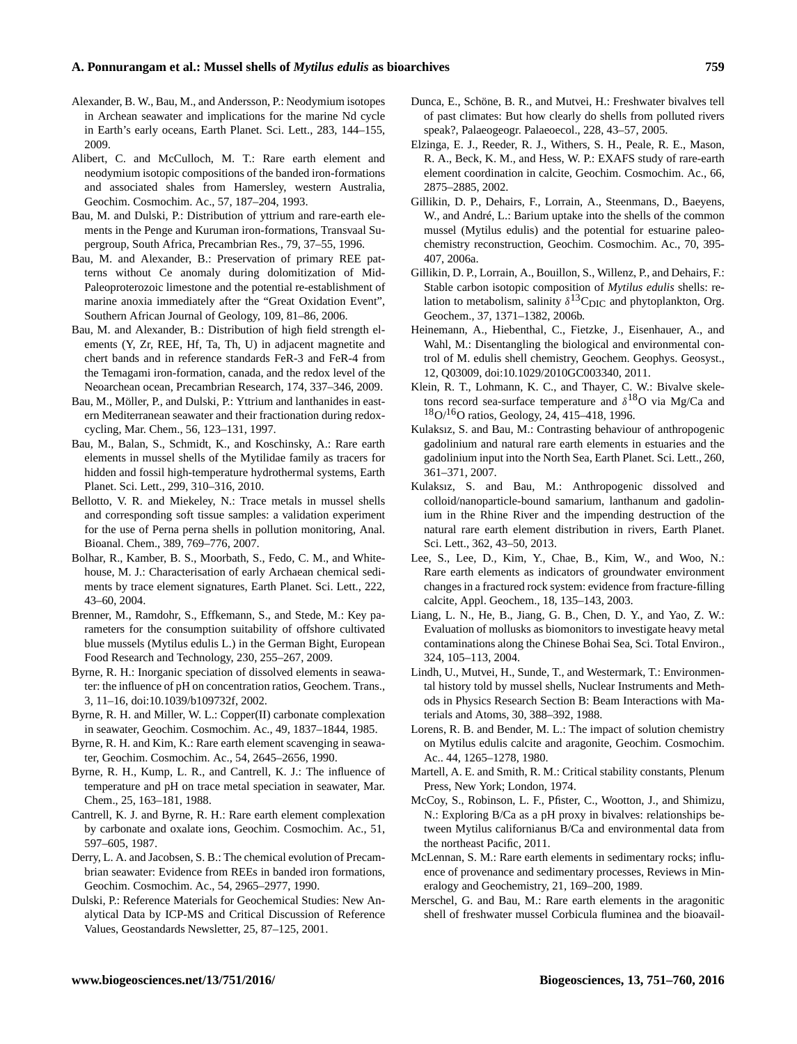Alexander, B. W., Bau, M., and Andersson, P.: Neodymium isotopes in Archean seawater and implications for the marine Nd cycle in Earth's early oceans, Earth Planet. Sci. Lett., 283, 144–155, 2009.

Alibert, C. and McCulloch, M. T.: Rare earth element and neodymium isotopic compositions of the banded iron-formations and associated shales from Hamersley, western Australia, Geochim. Cosmochim. Ac., 57, 187–204, 1993.

Bau, M. and Dulski, P.: Distribution of yttrium and rare-earth elements in the Penge and Kuruman iron-formations, Transvaal Supergroup, South Africa, Precambrian Res., 79, 37–55, 1996.

Bau, M. and Alexander, B.: Preservation of primary REE patterns without Ce anomaly during dolomitization of Mid-Paleoproterozoic limestone and the potential re-establishment of marine anoxia immediately after the "Great Oxidation Event", Southern African Journal of Geology, 109, 81–86, 2006.

Bau, M. and Alexander, B.: Distribution of high field strength elements (Y, Zr, REE, Hf, Ta, Th, U) in adjacent magnetite and chert bands and in reference standards FeR-3 and FeR-4 from the Temagami iron-formation, canada, and the redox level of the Neoarchean ocean, Precambrian Research, 174, 337–346, 2009.

Bau, M., Möller, P., and Dulski, P.: Yttrium and lanthanides in eastern Mediterranean seawater and their fractionation during redox-cycling, Mar. Chem., 56, 123–131, 1997.

Bau, M., Balan, S., Schmidt, K., and Koschinsky, A.: Rare earth elements in mussel shells of the Mytilidae family as tracers for hidden and fossil high-temperature hydrothermal systems, Earth Planet. Sci. Lett., 299, 310–316, 2010.

Bellotto, V. R. and Miekeley, N.: Trace metals in mussel shells and corresponding soft tissue samples: a validation experiment for the use of Perna perna shells in pollution monitoring, Anal. Bioanal. Chem., 389, 769–776, 2007.

Bolhar, R., Kamber, B. S., Moorbath, S., Fedo, C. M., and Whitehouse, M. J.: Characterisation of early Archaean chemical sediments by trace element signatures, Earth Planet. Sci. Lett., 222, 43–60, 2004.

Brenner, M., Ramdohr, S., Effkemann, S., and Stede, M.: Key parameters for the consumption suitability of offshore cultivated blue mussels (Mytilus edulis L.) in the German Bight, European Food Research and Technology, 230, 255–267, 2009.

Byrne, R. H.: Inorganic speciation of dissolved elements in seawater: the influence of pH on concentration ratios, Geochem. Trans., 3, 11–16, doi:10.1039/b109732f, 2002.

Byrne, R. H. and Miller, W. L.: Copper(II) carbonate complexation in seawater, Geochim. Cosmochim. Ac., 49, 1837–1844, 1985.

Byrne, R. H. and Kim, K.: Rare earth element scavenging in seawater, Geochim. Cosmochim. Ac., 54, 2645–2656, 1990.

Byrne, R. H., Kump, L. R., and Cantrell, K. J.: The influence of temperature and pH on trace metal speciation in seawater, Mar. Chem., 25, 163–181, 1988.

Cantrell, K. J. and Byrne, R. H.: Rare earth element complexation by carbonate and oxalate ions, Geochim. Cosmochim. Ac., 51, 597–605, 1987.

Derry, L. A. and Jacobsen, S. B.: The chemical evolution of Precambrian seawater: Evidence from REEs in banded iron formations, Geochim. Cosmochim. Ac., 54, 2965–2977, 1990.

Dulski, P.: Reference Materials for Geochemical Studies: New Analytical Data by ICP-MS and Critical Discussion of Reference Values, Geostandards Newsletter, 25, 87–125, 2001.

Dunca, E., Schöne, B. R., and Mutvei, H.: Freshwater bivalves tell of past climates: But how clearly do shells from polluted rivers speak?, Palaeogeogr. Palaeoecol., 228, 43–57, 2005.

Elzinga, E. J., Reeder, R. J., Withers, S. H., Peale, R. E., Mason, R. A., Beck, K. M., and Hess, W. P.: EXAFS study of rare-earth element coordination in calcite, Geochim. Cosmochim. Ac., 66, 2875–2885, 2002.

Gillikin, D. P., Dehairs, F., Lorrain, A., Steenmans, D., Baeyens, W., and André, L.: Barium uptake into the shells of the common mussel (Mytilus edulis) and the potential for estuarine paleochemistry reconstruction, Geochim. Cosmochim. Ac., 70, 395-407, 2006a.

Gillikin, D. P., Lorrain, A., Bouillon, S., Willenz, P., and Dehairs, F.: Stable carbon isotopic composition of *Mytilus edulis* shells: relation to metabolism, salinity $\delta^{13}C_{DIC}$ and phytoplankton, Org. Geochem., 37, 1371–1382, 2006b.

Heinemann, A., Hiebenthal, C., Fietzke, J., Eisenhauer, A., and Wahl, M.: Disentangling the biological and environmental control of M. edulis shell chemistry, Geochem. Geophys. Geosyst., 12, Q03009, doi:10.1029/2010GC003340, 2011.

Klein, R. T., Lohmann, K. C., and Thayer, C. W.: Bivalve skeletons record sea-surface temperature and $\delta^{18}O$ via Mg/Ca and $^{18}O/^{16}O$ ratios, Geology, 24, 415–418, 1996.

Kulaksız, S. and Bau, M.: Contrasting behaviour of anthropogenic gadolinium and natural rare earth elements in estuaries and the gadolinium input into the North Sea, Earth Planet. Sci. Lett., 260, 361–371, 2007.

Kulaksız, S. and Bau, M.: Anthropogenic dissolved and colloid/nanoparticle-bound samarium, lanthanum and gadolinium in the Rhine River and the impending destruction of the natural rare earth element distribution in rivers, Earth Planet. Sci. Lett., 362, 43–50, 2013.

Lee, S., Lee, D., Kim, Y., Chae, B., Kim, W., and Woo, N.: Rare earth elements as indicators of groundwater environment changes in a fractured rock system: evidence from fracture-filling calcite, Appl. Geochem., 18, 135–143, 2003.

Liang, L. N., He, B., Jiang, G. B., Chen, D. Y., and Yao, Z. W.: Evaluation of mollusks as biomonitors to investigate heavy metal contaminations along the Chinese Bohai Sea, Sci. Total Environ., 324, 105–113, 2004.

Lindh, U., Mutvei, H., Sunde, T., and Westermark, T.: Environmental history told by mussel shells, Nuclear Instruments and Methods in Physics Research Section B: Beam Interactions with Materials and Atoms, 30, 388–392, 1988.

Lorens, R. B. and Bender, M. L.: The impact of solution chemistry on Mytilus edulis calcite and aragonite, Geochim. Cosmochim. Ac.. 44, 1265–1278, 1980.

Martell, A. E. and Smith, R. M.: Critical stability constants, Plenum Press, New York; London, 1974.

McCoy, S., Robinson, L. F., Pfister, C., Wootton, J., and Shimizu, N.: Exploring B/Ca as a pH proxy in bivalves: relationships between Mytilus californianus B/Ca and environmental data from the northeast Pacific, 2011.

McLennan, S. M.: Rare earth elements in sedimentary rocks; influence of provenance and sedimentary processes, Reviews in Mineralogy and Geochemistry, 21, 169–200, 1989.

Merschel, G. and Bau, M.: Rare earth elements in the aragonitic shell of freshwater mussel Corbicula fluminea and the bioavail-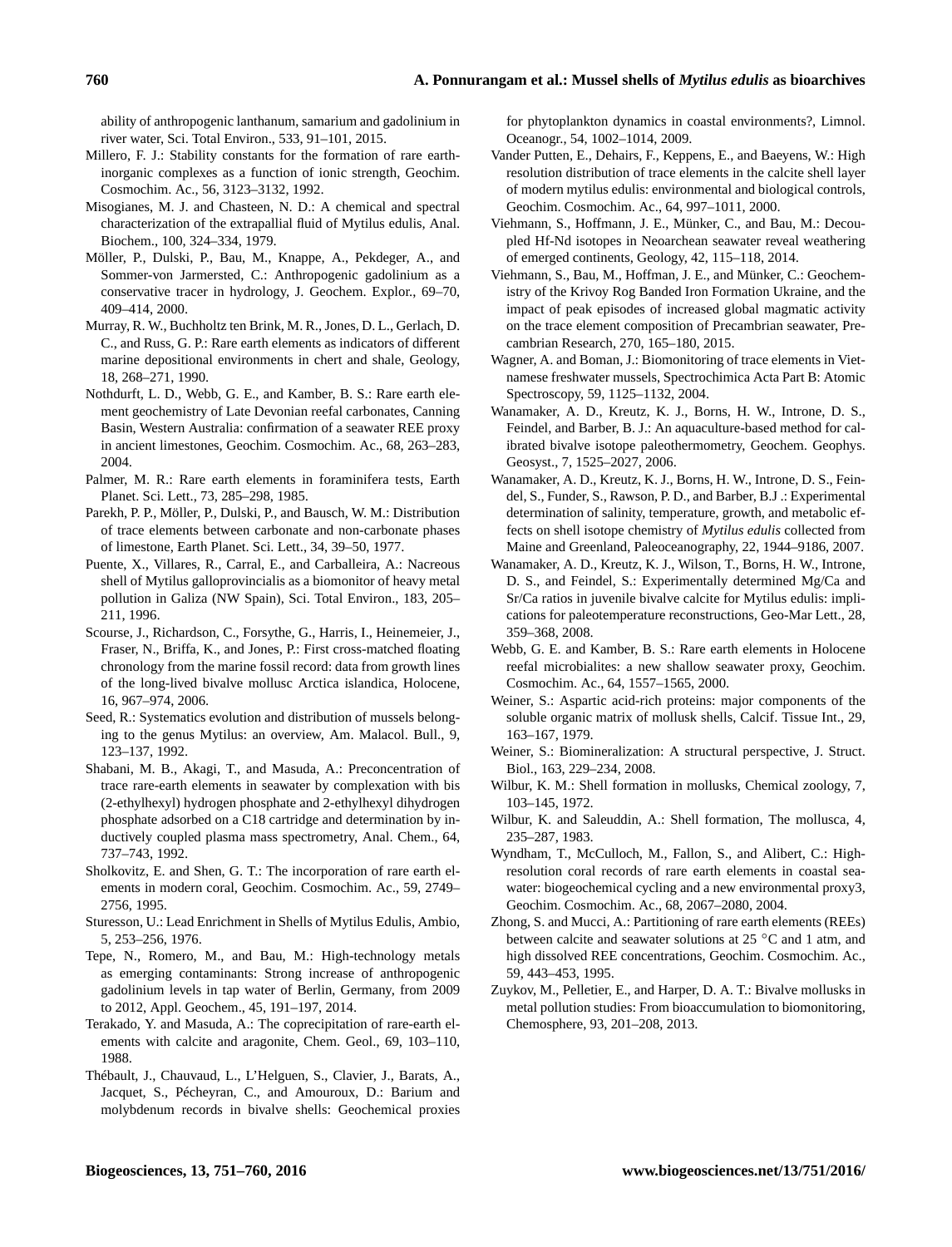ability of anthropogenic lanthanum, samarium and gadolinium in river water, Sci. Total Environ., 533, 91–101, 2015.

Millero, F. J.: Stability constants for the formation of rare earth-inorganic complexes as a function of ionic strength, Geochim. Cosmochim. Ac., 56, 3123–3132, 1992.

Misogianes, M. J. and Chasteen, N. D.: A chemical and spectral characterization of the extrapallial fluid of Mytilus edulis, Anal. Biochem., 100, 324–334, 1979.

Möller, P., Dulski, P., Bau, M., Knappe, A., Pekdeger, A., and Sommer-von Jarmersted, C.: Anthropogenic gadolinium as a conservative tracer in hydrology, J. Geochem. Explor., 69–70, 409–414, 2000.

Murray, R. W., Buchholtz ten Brink, M. R., Jones, D. L., Gerlach, D. C., and Russ, G. P.: Rare earth elements as indicators of different marine depositional environments in chert and shale, Geology, 18, 268–271, 1990.

Nothdurft, L. D., Webb, G. E., and Kamber, B. S.: Rare earth element geochemistry of Late Devonian reefal carbonates, Canning Basin, Western Australia: confirmation of a seawater REE proxy in ancient limestones, Geochim. Cosmochim. Ac., 68, 263–283, 2004.

Palmer, M. R.: Rare earth elements in foraminifera tests, Earth Planet. Sci. Lett., 73, 285–298, 1985.

Parekh, P. P., Möller, P., Dulski, P., and Bausch, W. M.: Distribution of trace elements between carbonate and non-carbonate phases of limestone, Earth Planet. Sci. Lett., 34, 39–50, 1977.

Puente, X., Villares, R., Carral, E., and Carballeira, A.: Nacreous shell of Mytilus galloprovincialis as a biomonitor of heavy metal pollution in Galiza (NW Spain), Sci. Total Environ., 183, 205–211, 1996.

Scourse, J., Richardson, C., Forsythe, G., Harris, I., Heinemeier, J., Fraser, N., Briffa, K., and Jones, P.: First cross-matched floating chronology from the marine fossil record: data from growth lines of the long-lived bivalve mollusc Arctica islandica, Holocene, 16, 967–974, 2006.

Seed, R.: Systematics evolution and distribution of mussels belonging to the genus Mytilus: an overview, Am. Malacol. Bull., 9, 123–137, 1992.

Shabani, M. B., Akagi, T., and Masuda, A.: Preconcentration of trace rare-earth elements in seawater by complexation with bis (2-ethylhexyl) hydrogen phosphate and 2-ethylhexyl dihydrogen phosphate adsorbed on a C18 cartridge and determination by inductively coupled plasma mass spectrometry, Anal. Chem., 64, 737–743, 1992.

Sholkovitz, E. and Shen, G. T.: The incorporation of rare earth elements in modern coral, Geochim. Cosmochim. Ac., 59, 2749–2756, 1995.

Sturesson, U.: Lead Enrichment in Shells of Mytilus Edulis, Ambio, 5, 253–256, 1976.

Tepe, N., Romero, M., and Bau, M.: High-technology metals as emerging contaminants: Strong increase of anthropogenic gadolinium levels in tap water of Berlin, Germany, from 2009 to 2012, Appl. Geochem., 45, 191–197, 2014.

Terakado, Y. and Masuda, A.: The coprecipitation of rare-earth elements with calcite and aragonite, Chem. Geol., 69, 103–110, 1988.

Thébault, J., Chauvaud, L., L'Helguen, S., Clavier, J., Barats, A., Jacquet, S., Pécheyran, C., and Amouroux, D.: Barium and molybdenum records in bivalve shells: Geochemical proxies for phytoplankton dynamics in coastal environments?, Limnol. Oceanogr., 54, 1002–1014, 2009.

Vander Putten, E., Dehairs, F., Keppens, E., and Baeyens, W.: High resolution distribution of trace elements in the calcite shell layer of modern mytilus edulis: environmental and biological controls, Geochim. Cosmochim. Ac., 64, 997–1011, 2000.

Viehmann, S., Hoffmann, J. E., Münker, C., and Bau, M.: Decoupled Hf-Nd isotopes in Neoarchean seawater reveal weathering of emerged continents, Geology, 42, 115–118, 2014.

Viehmann, S., Bau, M., Hoffman, J. E., and Münker, C.: Geochemistry of the Krivoy Rog Banded Iron Formation Ukraine, and the impact of peak episodes of increased global magmatic activity on the trace element composition of Precambrian seawater, Precambrian Research, 270, 165–180, 2015.

Wagner, A. and Boman, J.: Biomonitoring of trace elements in Vietnamese freshwater mussels, Spectrochimica Acta Part B: Atomic Spectroscopy, 59, 1125–1132, 2004.

Wanamaker, A. D., Kreutz, K. J., Borns, H. W., Introne, D. S., Feindel, and Barber, B. J.: An aquaculture-based method for calibrated bivalve isotope paleothermometry, Geochem. Geophys. Geosyst., 7, 1525–2027, 2006.

Wanamaker, A. D., Kreutz, K. J., Borns, H. W., Introne, D. S., Feindel, S., Funder, S., Rawson, P. D., and Barber, B.J .: Experimental determination of salinity, temperature, growth, and metabolic effects on shell isotope chemistry of *Mytilus edulis* collected from Maine and Greenland, Paleoceanography, 22, 1944–9186, 2007.

Wanamaker, A. D., Kreutz, K. J., Wilson, T., Borns, H. W., Introne, D. S., and Feindel, S.: Experimentally determined Mg/Ca and Sr/Ca ratios in juvenile bivalve calcite for Mytilus edulis: implications for paleotemperature reconstructions, Geo-Mar Lett., 28, 359–368, 2008.

Webb, G. E. and Kamber, B. S.: Rare earth elements in Holocene reefal microbialites: a new shallow seawater proxy, Geochim. Cosmochim. Ac., 64, 1557–1565, 2000.

Weiner, S.: Aspartic acid-rich proteins: major components of the soluble organic matrix of mollusk shells, Calcif. Tissue Int., 29, 163–167, 1979.

Weiner, S.: Biomineralization: A structural perspective, J. Struct. Biol., 163, 229–234, 2008.

Wilbur, K. M.: Shell formation in mollusks, Chemical zoology, 7, 103–145, 1972.

Wilbur, K. and Saleuddin, A.: Shell formation, The mollusca, 4, 235–287, 1983.

Wyndham, T., McCulloch, M., Fallon, S., and Alibert, C.: High-resolution coral records of rare earth elements in coastal seawater: biogeochemical cycling and a new environmental proxy3, Geochim. Cosmochim. Ac., 68, 2067–2080, 2004.

Zhong, S. and Mucci, A.: Partitioning of rare earth elements (REEs) between calcite and seawater solutions at 25 °C and 1 atm, and high dissolved REE concentrations, Geochim. Cosmochim. Ac., 59, 443–453, 1995.

Zuykov, M., Pelletier, E., and Harper, D. A. T.: Bivalve mollusks in metal pollution studies: From bioaccumulation to biomonitoring, Chemosphere, 93, 201–208, 2013.